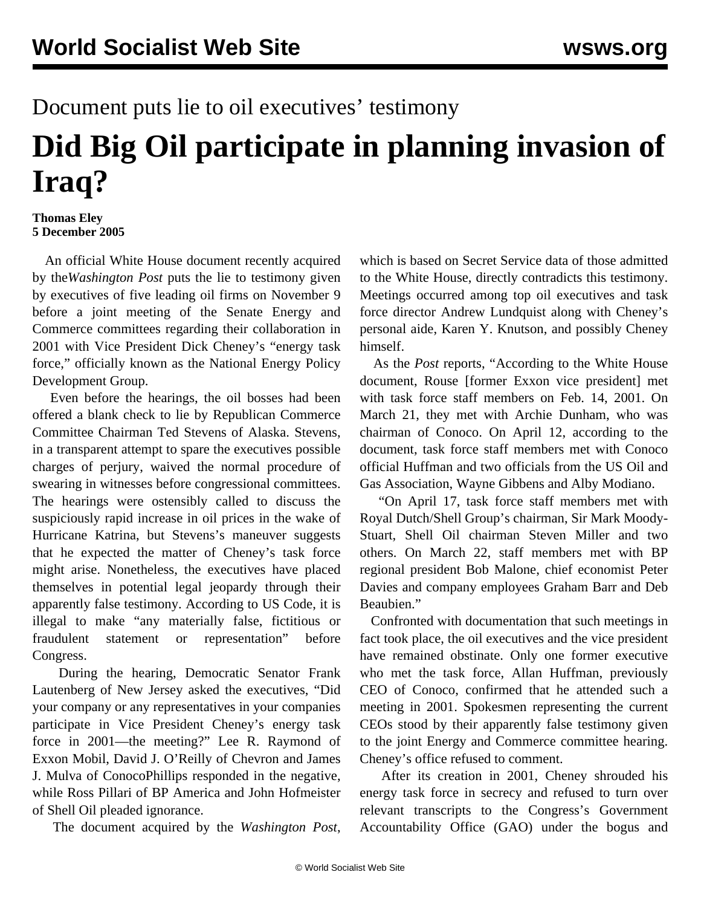Document puts lie to oil executives' testimony

# Did Big Oil participate in planning invasion of Iraq?

**Thomas Eley**
**5 December 2005**

An official White House document recently acquired by the *Washington Post* puts the lie to testimony given by executives of five leading oil firms on November 9 before a joint meeting of the Senate Energy and Commerce committees regarding their collaboration in 2001 with Vice President Dick Cheney's "energy task force," officially known as the National Energy Policy Development Group.

Even before the hearings, the oil bosses had been offered a blank check to lie by Republican Commerce Committee Chairman Ted Stevens of Alaska. Stevens, in a transparent attempt to spare the executives possible charges of perjury, waived the normal procedure of swearing in witnesses before congressional committees. The hearings were ostensibly called to discuss the suspiciously rapid increase in oil prices in the wake of Hurricane Katrina, but Stevens's maneuver suggests that he expected the matter of Cheney's task force might arise. Nonetheless, the executives have placed themselves in potential legal jeopardy through their apparently false testimony. According to US Code, it is illegal to make "any materially false, fictitious or fraudulent statement or representation" before Congress.

During the hearing, Democratic Senator Frank Lautenberg of New Jersey asked the executives, "Did your company or any representatives in your companies participate in Vice President Cheney's energy task force in 2001—the meeting?" Lee R. Raymond of Exxon Mobil, David J. O'Reilly of Chevron and James J. Mulva of ConocoPhillips responded in the negative, while Ross Pillari of BP America and John Hofmeister of Shell Oil pleaded ignorance.

The document acquired by the *Washington Post*, which is based on Secret Service data of those admitted to the White House, directly contradicts this testimony. Meetings occurred among top oil executives and task force director Andrew Lundquist along with Cheney's personal aide, Karen Y. Knutson, and possibly Cheney himself.

As the *Post* reports, "According to the White House document, Rouse [former Exxon vice president] met with task force staff members on Feb. 14, 2001. On March 21, they met with Archie Dunham, who was chairman of Conoco. On April 12, according to the document, task force staff members met with Conoco official Huffman and two officials from the US Oil and Gas Association, Wayne Gibbens and Alby Modiano.

"On April 17, task force staff members met with Royal Dutch/Shell Group's chairman, Sir Mark Moody-Stuart, Shell Oil chairman Steven Miller and two others. On March 22, staff members met with BP regional president Bob Malone, chief economist Peter Davies and company employees Graham Barr and Deb Beaubien."

Confronted with documentation that such meetings in fact took place, the oil executives and the vice president have remained obstinate. Only one former executive who met the task force, Allan Huffman, previously CEO of Conoco, confirmed that he attended such a meeting in 2001. Spokesmen representing the current CEOs stood by their apparently false testimony given to the joint Energy and Commerce committee hearing. Cheney's office refused to comment.

After its creation in 2001, Cheney shrouded his energy task force in secrecy and refused to turn over relevant transcripts to the Congress's Government Accountability Office (GAO) under the bogus and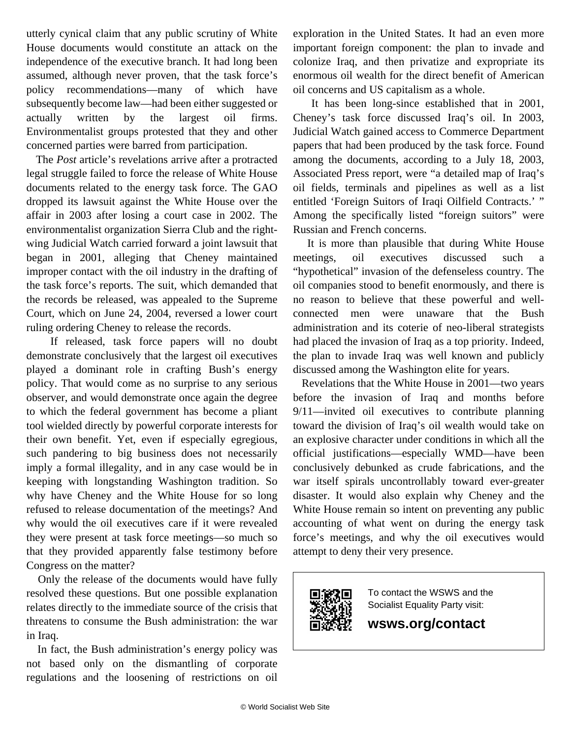utterly cynical claim that any public scrutiny of White House documents would constitute an attack on the independence of the executive branch. It had long been assumed, although never proven, that the task force's policy recommendations—many of which have subsequently become law—had been either suggested or actually written by the largest oil firms. Environmentalist groups protested that they and other concerned parties were barred from participation.

The *Post* article's revelations arrive after a protracted legal struggle failed to force the release of White House documents related to the energy task force. The GAO dropped its lawsuit against the White House over the affair in 2003 after losing a court case in 2002. The environmentalist organization Sierra Club and the right-wing Judicial Watch carried forward a joint lawsuit that began in 2001, alleging that Cheney maintained improper contact with the oil industry in the drafting of the task force's reports. The suit, which demanded that the records be released, was appealed to the Supreme Court, which on June 24, 2004, reversed a lower court ruling ordering Cheney to release the records.

If released, task force papers will no doubt demonstrate conclusively that the largest oil executives played a dominant role in crafting Bush's energy policy. That would come as no surprise to any serious observer, and would demonstrate once again the degree to which the federal government has become a pliant tool wielded directly by powerful corporate interests for their own benefit. Yet, even if especially egregious, such pandering to big business does not necessarily imply a formal illegality, and in any case would be in keeping with longstanding Washington tradition. So why have Cheney and the White House for so long refused to release documentation of the meetings? And why would the oil executives care if it were revealed they were present at task force meetings—so much so that they provided apparently false testimony before Congress on the matter?

Only the release of the documents would have fully resolved these questions. But one possible explanation relates directly to the immediate source of the crisis that threatens to consume the Bush administration: the war in Iraq.

In fact, the Bush administration's energy policy was not based only on the dismantling of corporate regulations and the loosening of restrictions on oil exploration in the United States. It had an even more important foreign component: the plan to invade and colonize Iraq, and then privatize and expropriate its enormous oil wealth for the direct benefit of American oil concerns and US capitalism as a whole.

It has been long-since established that in 2001, Cheney's task force discussed Iraq's oil. In 2003, Judicial Watch gained access to Commerce Department papers that had been produced by the task force. Found among the documents, according to a July 18, 2003, Associated Press report, were "a detailed map of Iraq's oil fields, terminals and pipelines as well as a list entitled 'Foreign Suitors of Iraqi Oilfield Contracts.' " Among the specifically listed "foreign suitors" were Russian and French concerns.

It is more than plausible that during White House meetings, oil executives discussed such a "hypothetical" invasion of the defenseless country. The oil companies stood to benefit enormously, and there is no reason to believe that these powerful and well-connected men were unaware that the Bush administration and its coterie of neo-liberal strategists had placed the invasion of Iraq as a top priority. Indeed, the plan to invade Iraq was well known and publicly discussed among the Washington elite for years.

Revelations that the White House in 2001—two years before the invasion of Iraq and months before 9/11—invited oil executives to contribute planning toward the division of Iraq's oil wealth would take on an explosive character under conditions in which all the official justifications—especially WMD—have been conclusively debunked as crude fabrications, and the war itself spirals uncontrollably toward ever-greater disaster. It would also explain why Cheney and the White House remain so intent on preventing any public accounting of what went on during the energy task force's meetings, and why the oil executives would attempt to deny their very presence.

To contact the WSWS and the Socialist Equality Party visit:

**wsws.org/contact**